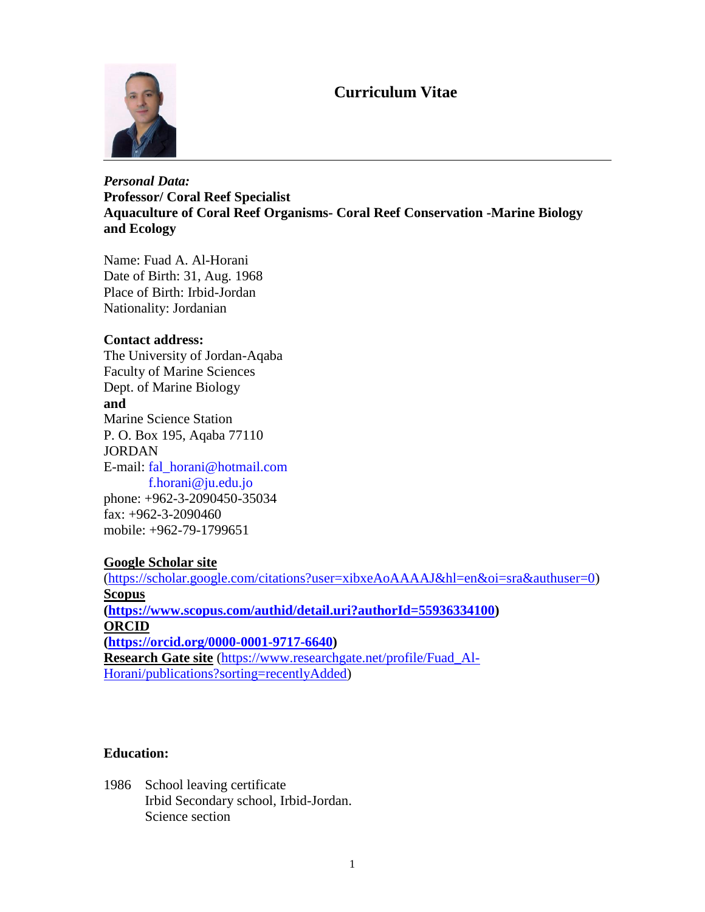# Curriculum Vitae

*Personal Data:*
**Professor/ Coral Reef Specialist**
**Aquaculture of Coral Reef Organisms- Coral Reef Conservation -Marine Biology and Ecology**

Name: Fuad A. Al-Horani
Date of Birth: 31, Aug. 1968
Place of Birth: Irbid-Jordan
Nationality: Jordanian

**Contact address:**
The University of Jordan-Aqaba
Faculty of Marine Sciences
Dept. of Marine Biology
**and**
Marine Science Station
P. O. Box 195, Aqaba 77110
JORDAN
E-mail: fal_horani@hotmail.com
f.horani@ju.edu.jo
phone: +962-3-2090450-35034
fax: +962-3-2090460
mobile: +962-79-1799651

**Google Scholar site**
(https://scholar.google.com/citations?user=xibxeAoAAAAJ&hl=en&oi=sra&authuser=0)
**Scopus**
**(https://www.scopus.com/authid/detail.uri?authorId=55936334100)**
**ORCID**
**(https://orcid.org/0000-0001-9717-6640)**
**Research Gate site** (https://www.researchgate.net/profile/Fuad_Al-Horani/publications?sorting=recentlyAdded)

**Education:**

1986 School leaving certificate
Irbid Secondary school, Irbid-Jordan.
Science section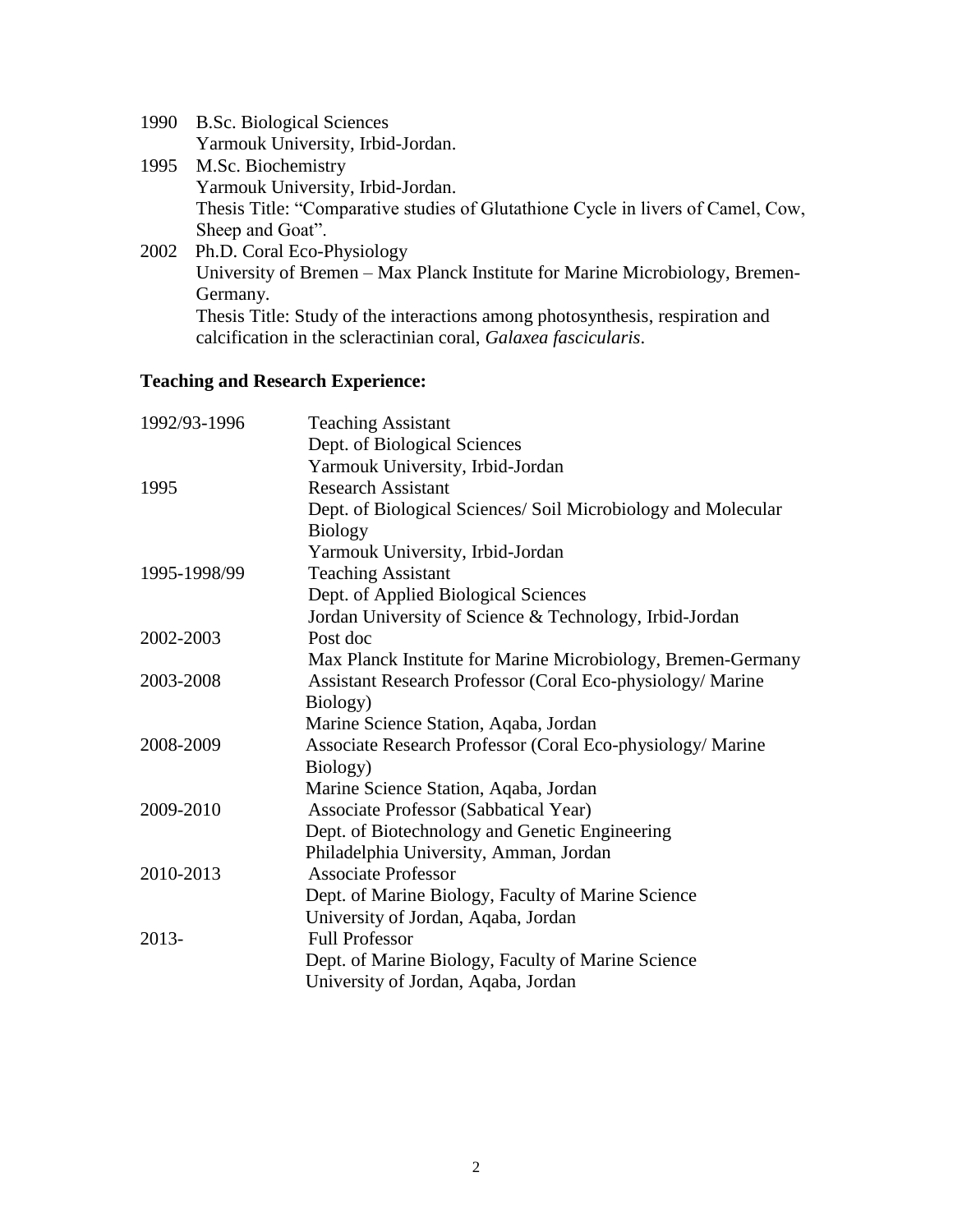1990 B.Sc. Biological Sciences
Yarmouk University, Irbid-Jordan.

1995 M.Sc. Biochemistry
Yarmouk University, Irbid-Jordan.
Thesis Title: "Comparative studies of Glutathione Cycle in livers of Camel, Cow, Sheep and Goat".

2002 Ph.D. Coral Eco-Physiology
University of Bremen – Max Planck Institute for Marine Microbiology, Bremen-Germany.
Thesis Title: Study of the interactions among photosynthesis, respiration and calcification in the scleractinian coral, *Galaxea fascicularis*.

## Teaching and Research Experience:

| | |
|---|---|
| 1992/93-1996 | Teaching Assistant<br>Dept. of Biological Sciences<br>Yarmouk University, Irbid-Jordan |
| 1995 | Research Assistant<br>Dept. of Biological Sciences/ Soil Microbiology and Molecular Biology<br>Yarmouk University, Irbid-Jordan |
| 1995-1998/99 | Teaching Assistant<br>Dept. of Applied Biological Sciences<br>Jordan University of Science & Technology, Irbid-Jordan |
| 2002-2003 | Post doc<br>Max Planck Institute for Marine Microbiology, Bremen-Germany |
| 2003-2008 | Assistant Research Professor (Coral Eco-physiology/ Marine Biology)<br>Marine Science Station, Aqaba, Jordan |
| 2008-2009 | Associate Research Professor (Coral Eco-physiology/ Marine Biology)<br>Marine Science Station, Aqaba, Jordan |
| 2009-2010 | Associate Professor (Sabbatical Year)<br>Dept. of Biotechnology and Genetic Engineering<br>Philadelphia University, Amman, Jordan |
| 2010-2013 | Associate Professor<br>Dept. of Marine Biology, Faculty of Marine Science<br>University of Jordan, Aqaba, Jordan |
| 2013- | Full Professor<br>Dept. of Marine Biology, Faculty of Marine Science<br>University of Jordan, Aqaba, Jordan |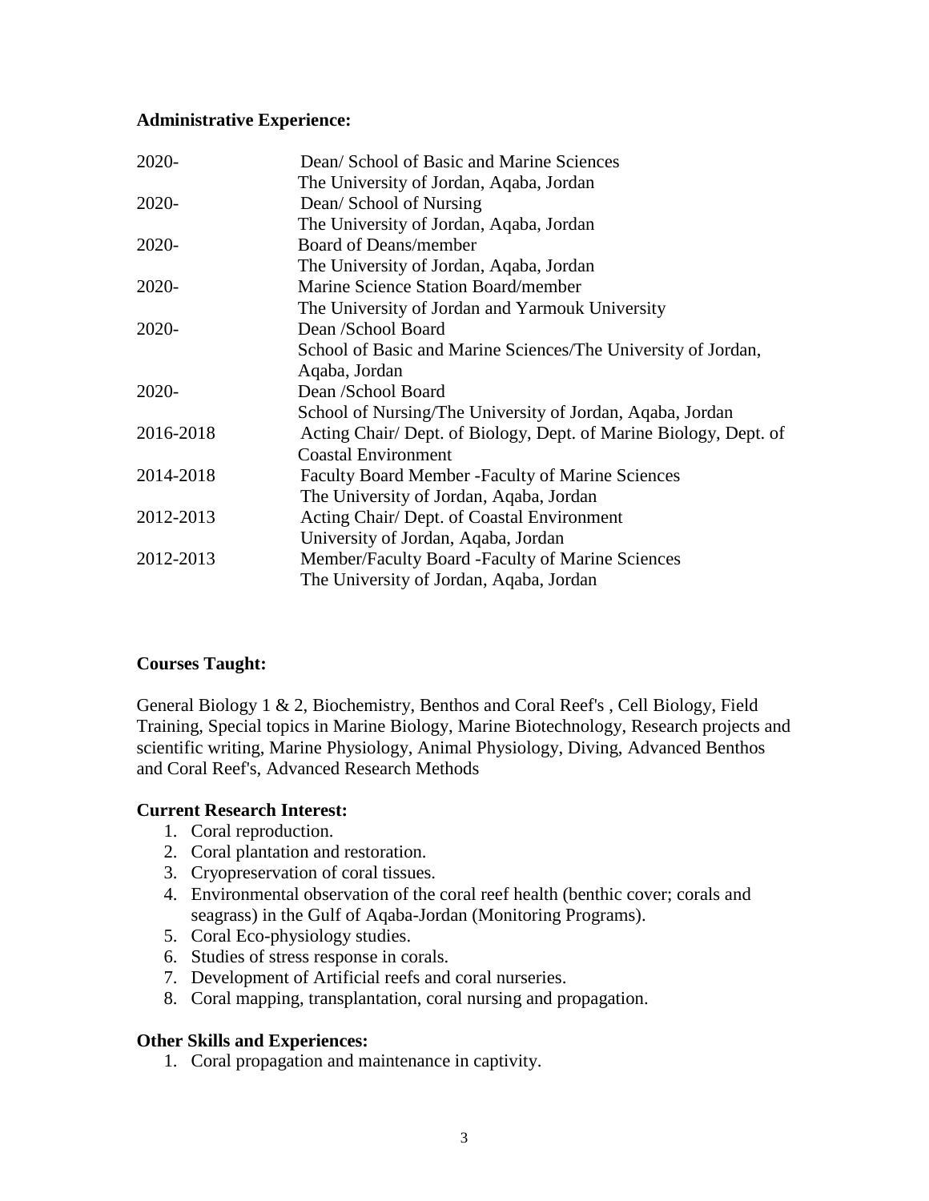**Administrative Experience:**

| | |
|---|---|
| 2020- | Dean/ School of Basic and Marine Sciences<br>The University of Jordan, Aqaba, Jordan |
| 2020- | Dean/ School of Nursing<br>The University of Jordan, Aqaba, Jordan |
| 2020- | Board of Deans/member<br>The University of Jordan, Aqaba, Jordan |
| 2020- | Marine Science Station Board/member<br>The University of Jordan and Yarmouk University |
| 2020- | Dean /School Board<br>School of Basic and Marine Sciences/The University of Jordan, Aqaba, Jordan |
| 2020- | Dean /School Board<br>School of Nursing/The University of Jordan, Aqaba, Jordan |
| 2016-2018 | Acting Chair/ Dept. of Biology, Dept. of Marine Biology, Dept. of Coastal Environment |
| 2014-2018 | Faculty Board Member -Faculty of Marine Sciences<br>The University of Jordan, Aqaba, Jordan |
| 2012-2013 | Acting Chair/ Dept. of Coastal Environment<br>University of Jordan, Aqaba, Jordan |
| 2012-2013 | Member/Faculty Board -Faculty of Marine Sciences<br>The University of Jordan, Aqaba, Jordan |

**Courses Taught:**

General Biology 1 & 2, Biochemistry, Benthos and Coral Reef's , Cell Biology, Field Training, Special topics in Marine Biology, Marine Biotechnology, Research projects and scientific writing, Marine Physiology, Animal Physiology, Diving, Advanced Benthos and Coral Reef's, Advanced Research Methods

**Current Research Interest:**

1. Coral reproduction.
2. Coral plantation and restoration.
3. Cryopreservation of coral tissues.
4. Environmental observation of the coral reef health (benthic cover; corals and seagrass) in the Gulf of Aqaba-Jordan (Monitoring Programs).
5. Coral Eco-physiology studies.
6. Studies of stress response in corals.
7. Development of Artificial reefs and coral nurseries.
8. Coral mapping, transplantation, coral nursing and propagation.

**Other Skills and Experiences:**

1. Coral propagation and maintenance in captivity.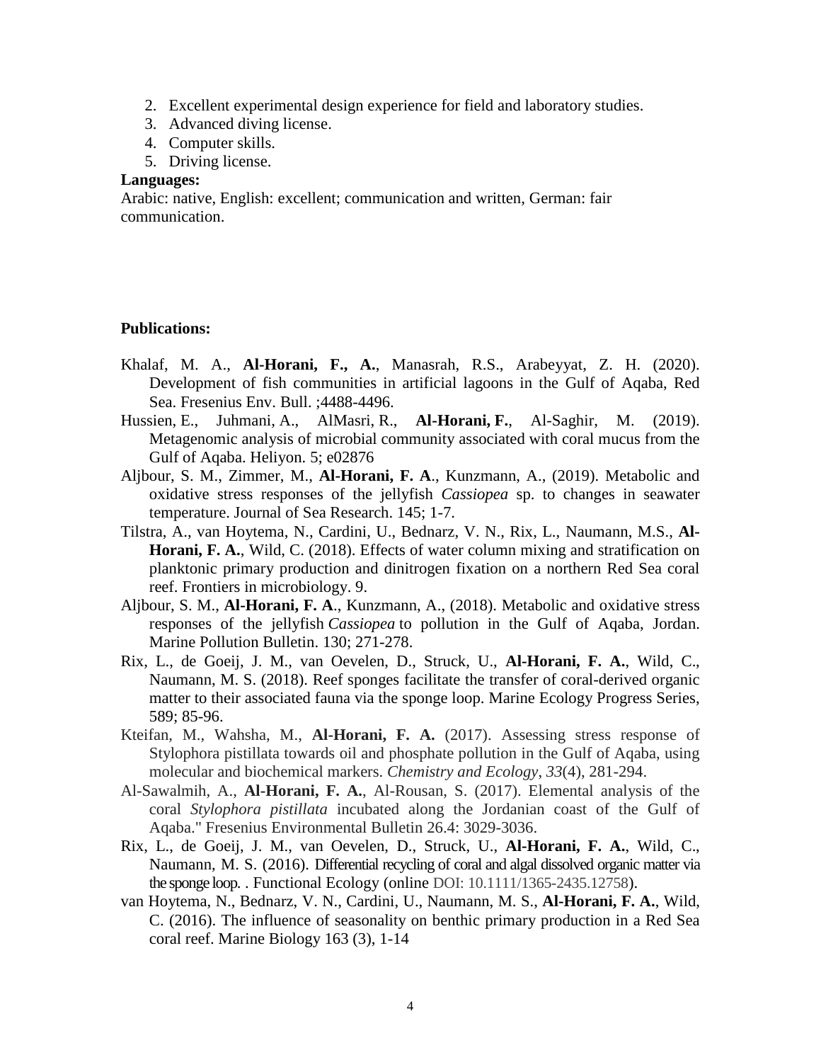2. Excellent experimental design experience for field and laboratory studies.
3. Advanced diving license.
4. Computer skills.
5. Driving license.

**Languages:**

Arabic: native, English: excellent; communication and written, German: fair communication.

**Publications:**

Khalaf, M. A., **Al-Horani, F., A.**, Manasrah, R.S., Arabeyyat, Z. H. (2020). Development of fish communities in artificial lagoons in the Gulf of Aqaba, Red Sea. Fresenius Env. Bull. ;4488-4496.

Hussien, E., Juhmani, A., AlMasri, R., **Al-Horani, F.**, Al-Saghir, M. (2019). Metagenomic analysis of microbial community associated with coral mucus from the Gulf of Aqaba. Heliyon. 5; e02876

Aljbour, S. M., Zimmer, M., **Al-Horani, F. A**., Kunzmann, A., (2019). Metabolic and oxidative stress responses of the jellyfish *Cassiopea* sp. to changes in seawater temperature. Journal of Sea Research. 145; 1-7.

Tilstra, A., van Hoytema, N., Cardini, U., Bednarz, V. N., Rix, L., Naumann, M.S., **Al-Horani, F. A.**, Wild, C. (2018). Effects of water column mixing and stratification on planktonic primary production and dinitrogen fixation on a northern Red Sea coral reef. Frontiers in microbiology. 9.

Aljbour, S. M., **Al-Horani, F. A**., Kunzmann, A., (2018). Metabolic and oxidative stress responses of the jellyfish *Cassiopea* to pollution in the Gulf of Aqaba, Jordan. Marine Pollution Bulletin. 130; 271-278.

Rix, L., de Goeij, J. M., van Oevelen, D., Struck, U., **Al-Horani, F. A.**, Wild, C., Naumann, M. S. (2018). Reef sponges facilitate the transfer of coral-derived organic matter to their associated fauna via the sponge loop. Marine Ecology Progress Series, 589; 85-96.

Kteifan, M., Wahsha, M., **Al-Horani, F. A.** (2017). Assessing stress response of Stylophora pistillata towards oil and phosphate pollution in the Gulf of Aqaba, using molecular and biochemical markers. *Chemistry and Ecology*, *33*(4), 281-294.

Al-Sawalmih, A., **Al-Horani, F. A.**, Al-Rousan, S. (2017). Elemental analysis of the coral *Stylophora pistillata* incubated along the Jordanian coast of the Gulf of Aqaba." Fresenius Environmental Bulletin 26.4: 3029-3036.

Rix, L., de Goeij, J. M., van Oevelen, D., Struck, U., **Al-Horani, F. A.**, Wild, C., Naumann, M. S. (2016). Differential recycling of coral and algal dissolved organic matter via the sponge loop. . Functional Ecology (online DOI: 10.1111/1365-2435.12758).

van Hoytema, N., Bednarz, V. N., Cardini, U., Naumann, M. S., **Al-Horani, F. A.**, Wild, C. (2016). The influence of seasonality on benthic primary production in a Red Sea coral reef. Marine Biology 163 (3), 1-14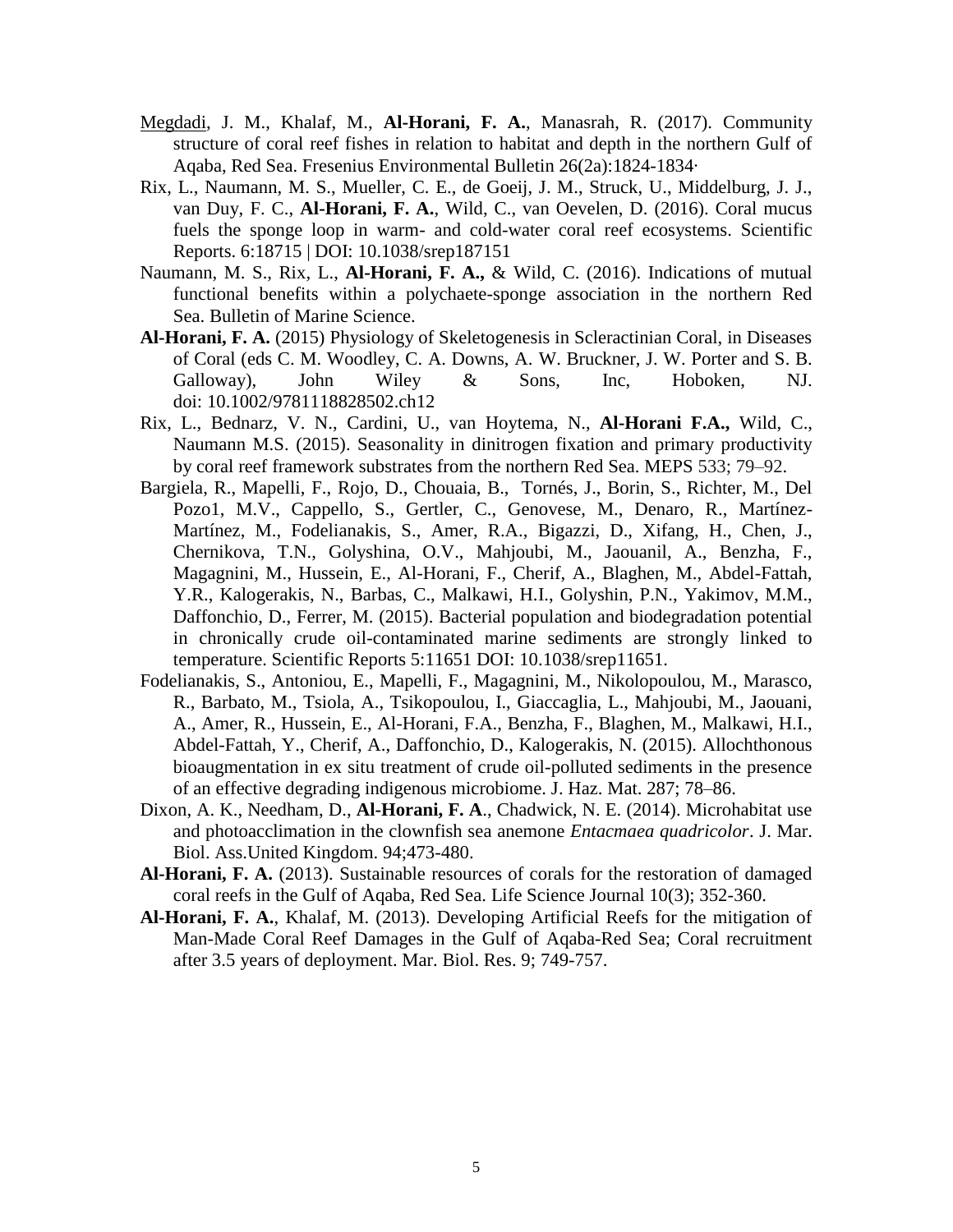- <u>Megdadi</u>, J. M., Khalaf, M., **Al-Horani, F. A.**, Manasrah, R. (2017). Community structure of coral reef fishes in relation to habitat and depth in the northern Gulf of Aqaba, Red Sea. Fresenius Environmental Bulletin 26(2a):1824-1834·
- Rix, L., Naumann, M. S., Mueller, C. E., de Goeij, J. M., Struck, U., Middelburg, J. J., van Duy, F. C., **Al-Horani, F. A.**, Wild, C., van Oevelen, D. (2016). Coral mucus fuels the sponge loop in warm- and cold-water coral reef ecosystems. Scientific Reports. 6:18715 | DOI: 10.1038/srep187151
- Naumann, M. S., Rix, L., **Al-Horani, F. A.,** & Wild, C. (2016). Indications of mutual functional benefits within a polychaete-sponge association in the northern Red Sea. Bulletin of Marine Science.
- **Al-Horani, F. A.** (2015) Physiology of Skeletogenesis in Scleractinian Coral, in Diseases of Coral (eds C. M. Woodley, C. A. Downs, A. W. Bruckner, J. W. Porter and S. B. Galloway), John Wiley & Sons, Inc, Hoboken, NJ. doi: 10.1002/9781118828502.ch12
- Rix, L., Bednarz, V. N., Cardini, U., van Hoytema, N., **Al-Horani F.A.,** Wild, C., Naumann M.S. (2015). Seasonality in dinitrogen fixation and primary productivity by coral reef framework substrates from the northern Red Sea. MEPS 533; 79–92.
- Bargiela, R., Mapelli, F., Rojo, D., Chouaia, B., Tornés, J., Borin, S., Richter, M., Del Pozo1, M.V., Cappello, S., Gertler, C., Genovese, M., Denaro, R., Martínez-Martínez, M., Fodelianakis, S., Amer, R.A., Bigazzi, D., Xifang, H., Chen, J., Chernikova, T.N., Golyshina, O.V., Mahjoubi, M., Jaouanil, A., Benzha, F., Magagnini, M., Hussein, E., Al-Horani, F., Cherif, A., Blaghen, M., Abdel-Fattah, Y.R., Kalogerakis, N., Barbas, C., Malkawi, H.I., Golyshin, P.N., Yakimov, M.M., Daffonchio, D., Ferrer, M. (2015). Bacterial population and biodegradation potential in chronically crude oil-contaminated marine sediments are strongly linked to temperature. Scientific Reports 5:11651 DOI: 10.1038/srep11651.
- Fodelianakis, S., Antoniou, E., Mapelli, F., Magagnini, M., Nikolopoulou, M., Marasco, R., Barbato, M., Tsiola, A., Tsikopoulou, I., Giaccaglia, L., Mahjoubi, M., Jaouani, A., Amer, R., Hussein, E., Al-Horani, F.A., Benzha, F., Blaghen, M., Malkawi, H.I., Abdel-Fattah, Y., Cherif, A., Daffonchio, D., Kalogerakis, N. (2015). Allochthonous bioaugmentation in ex situ treatment of crude oil-polluted sediments in the presence of an effective degrading indigenous microbiome. J. Haz. Mat. 287; 78–86.
- Dixon, A. K., Needham, D., **Al-Horani, F. A**., Chadwick, N. E. (2014). Microhabitat use and photoacclimation in the clownfish sea anemone *Entacmaea quadricolor*. J. Mar. Biol. Ass.United Kingdom. 94;473-480.
- **Al-Horani, F. A.** (2013). Sustainable resources of corals for the restoration of damaged coral reefs in the Gulf of Aqaba, Red Sea. Life Science Journal 10(3); 352-360.
- **Al-Horani, F. A.**, Khalaf, M. (2013). Developing Artificial Reefs for the mitigation of Man-Made Coral Reef Damages in the Gulf of Aqaba-Red Sea; Coral recruitment after 3.5 years of deployment. Mar. Biol. Res. 9; 749-757.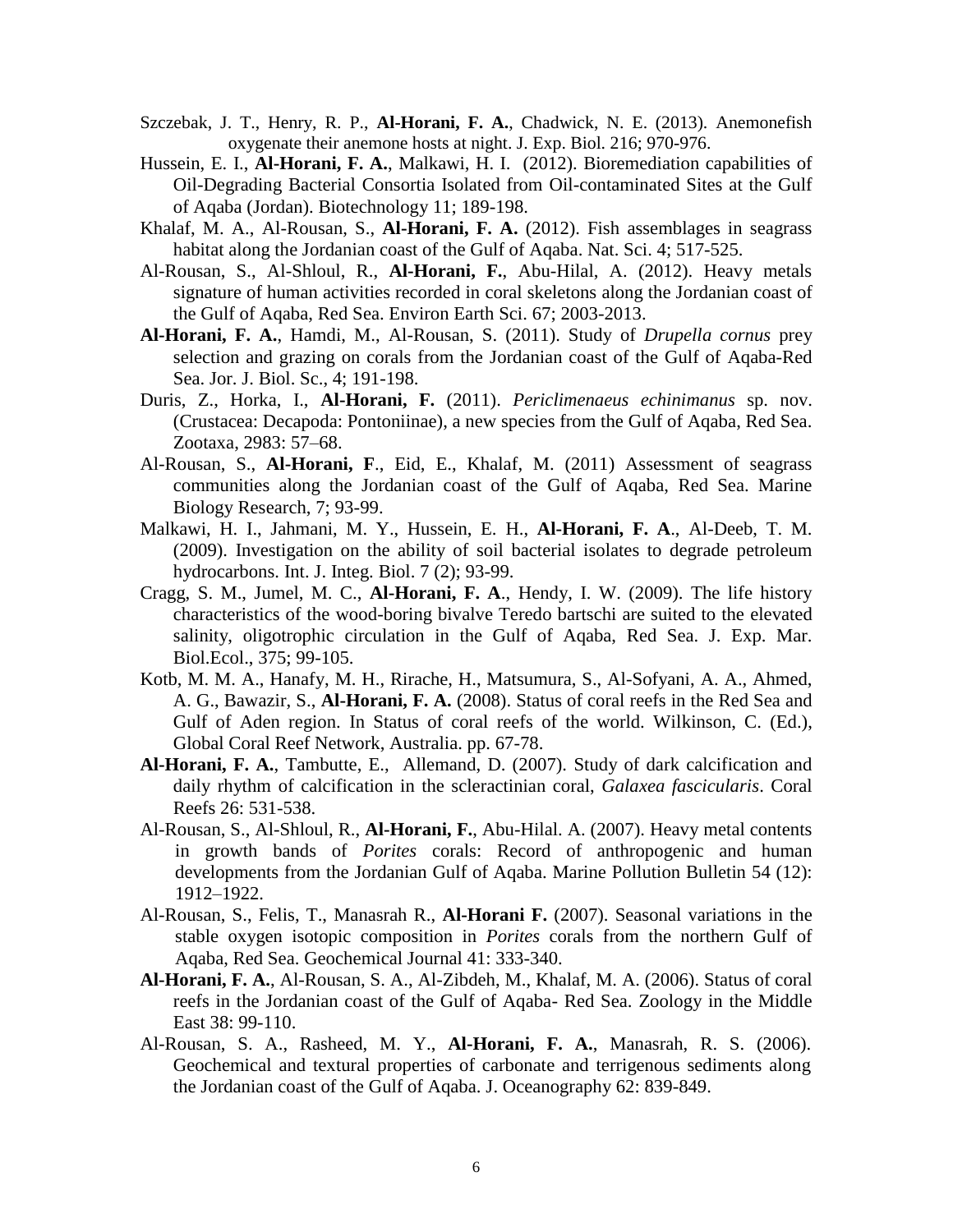Szczebak, J. T., Henry, R. P., **Al-Horani, F. A.**, Chadwick, N. E. (2013). Anemonefish oxygenate their anemone hosts at night. J. Exp. Biol. 216; 970-976.

Hussein, E. I., **Al-Horani, F. A.**, Malkawi, H. I. (2012). Bioremediation capabilities of Oil-Degrading Bacterial Consortia Isolated from Oil-contaminated Sites at the Gulf of Aqaba (Jordan). Biotechnology 11; 189-198.

Khalaf, M. A., Al-Rousan, S., **Al-Horani, F. A.** (2012). Fish assemblages in seagrass habitat along the Jordanian coast of the Gulf of Aqaba. Nat. Sci. 4; 517-525.

Al-Rousan, S., Al-Shloul, R., **Al-Horani, F.**, Abu-Hilal, A. (2012). Heavy metals signature of human activities recorded in coral skeletons along the Jordanian coast of the Gulf of Aqaba, Red Sea. Environ Earth Sci. 67; 2003-2013.

**Al-Horani, F. A.**, Hamdi, M., Al-Rousan, S. (2011). Study of *Drupella cornus* prey selection and grazing on corals from the Jordanian coast of the Gulf of Aqaba-Red Sea. Jor. J. Biol. Sc., 4; 191-198.

Duris, Z., Horka, I., **Al-Horani, F.** (2011). *Periclimenaeus echinimanus* sp. nov. (Crustacea: Decapoda: Pontoniinae), a new species from the Gulf of Aqaba, Red Sea. Zootaxa, 2983: 57–68.

Al-Rousan, S., **Al-Horani, F**., Eid, E., Khalaf, M. (2011) Assessment of seagrass communities along the Jordanian coast of the Gulf of Aqaba, Red Sea. Marine Biology Research, 7; 93-99.

Malkawi, H. I., Jahmani, M. Y., Hussein, E. H., **Al-Horani, F. A**., Al-Deeb, T. M. (2009). Investigation on the ability of soil bacterial isolates to degrade petroleum hydrocarbons. Int. J. Integ. Biol. 7 (2); 93-99.

Cragg, S. M., Jumel, M. C., **Al-Horani, F. A**., Hendy, I. W. (2009). The life history characteristics of the wood-boring bivalve Teredo bartschi are suited to the elevated salinity, oligotrophic circulation in the Gulf of Aqaba, Red Sea. J. Exp. Mar. Biol.Ecol., 375; 99-105.

Kotb, M. M. A., Hanafy, M. H., Rirache, H., Matsumura, S., Al-Sofyani, A. A., Ahmed, A. G., Bawazir, S., **Al-Horani, F. A.** (2008). Status of coral reefs in the Red Sea and Gulf of Aden region. In Status of coral reefs of the world. Wilkinson, C. (Ed.), Global Coral Reef Network, Australia. pp. 67-78.

**Al-Horani, F. A.**, Tambutte, E., Allemand, D. (2007). Study of dark calcification and daily rhythm of calcification in the scleractinian coral, *Galaxea fascicularis*. Coral Reefs 26: 531-538.

Al-Rousan, S., Al-Shloul, R., **Al-Horani, F.**, Abu-Hilal. A. (2007). Heavy metal contents in growth bands of *Porites* corals: Record of anthropogenic and human developments from the Jordanian Gulf of Aqaba. Marine Pollution Bulletin 54 (12): 1912–1922.

Al-Rousan, S., Felis, T., Manasrah R., **Al-Horani F.** (2007). Seasonal variations in the stable oxygen isotopic composition in *Porites* corals from the northern Gulf of Aqaba, Red Sea. Geochemical Journal 41: 333-340.

**Al-Horani, F. A.**, Al-Rousan, S. A., Al-Zibdeh, M., Khalaf, M. A. (2006). Status of coral reefs in the Jordanian coast of the Gulf of Aqaba- Red Sea. Zoology in the Middle East 38: 99-110.

Al-Rousan, S. A., Rasheed, M. Y., **Al-Horani, F. A.**, Manasrah, R. S. (2006). Geochemical and textural properties of carbonate and terrigenous sediments along the Jordanian coast of the Gulf of Aqaba. J. Oceanography 62: 839-849.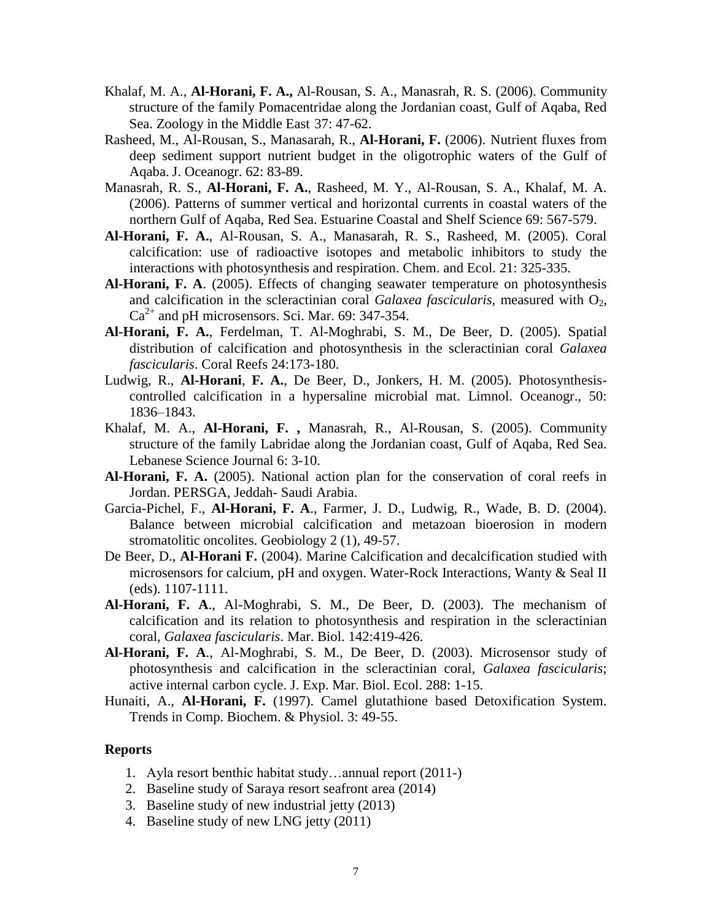Khalaf, M. A., **Al-Horani, F. A.,** Al-Rousan, S. A., Manasrah, R. S. (2006). Community structure of the family Pomacentridae along the Jordanian coast, Gulf of Aqaba, Red Sea. Zoology in the Middle East 37: 47-62.

Rasheed, M., Al-Rousan, S., Manasarah, R., **Al-Horani, F.** (2006). Nutrient fluxes from deep sediment support nutrient budget in the oligotrophic waters of the Gulf of Aqaba. J. Oceanogr. 62: 83-89.

Manasrah, R. S., **Al-Horani, F. A.**, Rasheed, M. Y., Al-Rousan, S. A., Khalaf, M. A. (2006). Patterns of summer vertical and horizontal currents in coastal waters of the northern Gulf of Aqaba, Red Sea. Estuarine Coastal and Shelf Science 69: 567-579.

**Al-Horani, F. A.**, Al-Rousan, S. A., Manasarah, R. S., Rasheed, M. (2005). Coral calcification: use of radioactive isotopes and metabolic inhibitors to study the interactions with photosynthesis and respiration. Chem. and Ecol. 21: 325-335.

**Al-Horani, F. A**. (2005). Effects of changing seawater temperature on photosynthesis and calcification in the scleractinian coral *Galaxea fascicularis*, measured with $O_2$, $Ca^{2+}$ and pH microsensors. Sci. Mar. 69: 347-354.

**Al-Horani, F. A.**, Ferdelman, T. Al-Moghrabi, S. M., De Beer, D. (2005). Spatial distribution of calcification and photosynthesis in the scleractinian coral *Galaxea fascicularis*. Coral Reefs 24:173-180.

Ludwig, R., **Al-Horani**, **F. A.**, De Beer, D., Jonkers, H. M. (2005). Photosynthesis-controlled calcification in a hypersaline microbial mat. Limnol. Oceanogr., 50: 1836–1843.

Khalaf, M. A., **Al-Horani, F. ,** Manasrah, R., Al-Rousan, S. (2005). Community structure of the family Labridae along the Jordanian coast, Gulf of Aqaba, Red Sea. Lebanese Science Journal 6: 3-10.

**Al-Horani, F. A.** (2005). National action plan for the conservation of coral reefs in Jordan. PERSGA, Jeddah- Saudi Arabia.

Garcia-Pichel, F., **Al-Horani, F. A**., Farmer, J. D., Ludwig, R., Wade, B. D. (2004). Balance between microbial calcification and metazoan bioerosion in modern stromatolitic oncolites. Geobiology 2 (1), 49-57.

De Beer, D., **Al-Horani F.** (2004). Marine Calcification and decalcification studied with microsensors for calcium, pH and oxygen. Water-Rock Interactions, Wanty & Seal II (eds). 1107-1111.

**Al-Horani, F. A**., Al-Moghrabi, S. M., De Beer, D. (2003). The mechanism of calcification and its relation to photosynthesis and respiration in the scleractinian coral, *Galaxea fascicularis*. Mar. Biol. 142:419-426.

**Al-Horani, F. A**., Al-Moghrabi, S. M., De Beer, D. (2003). Microsensor study of photosynthesis and calcification in the scleractinian coral, *Galaxea fascicularis*; active internal carbon cycle. J. Exp. Mar. Biol. Ecol. 288: 1-15.

Hunaiti, A., **Al-Horani, F.** (1997). Camel glutathione based Detoxification System. Trends in Comp. Biochem. & Physiol. 3: 49-55.

### Reports

1. Ayla resort benthic habitat study…annual report (2011-)
2. Baseline study of Saraya resort seafront area (2014)
3. Baseline study of new industrial jetty (2013)
4. Baseline study of new LNG jetty (2011)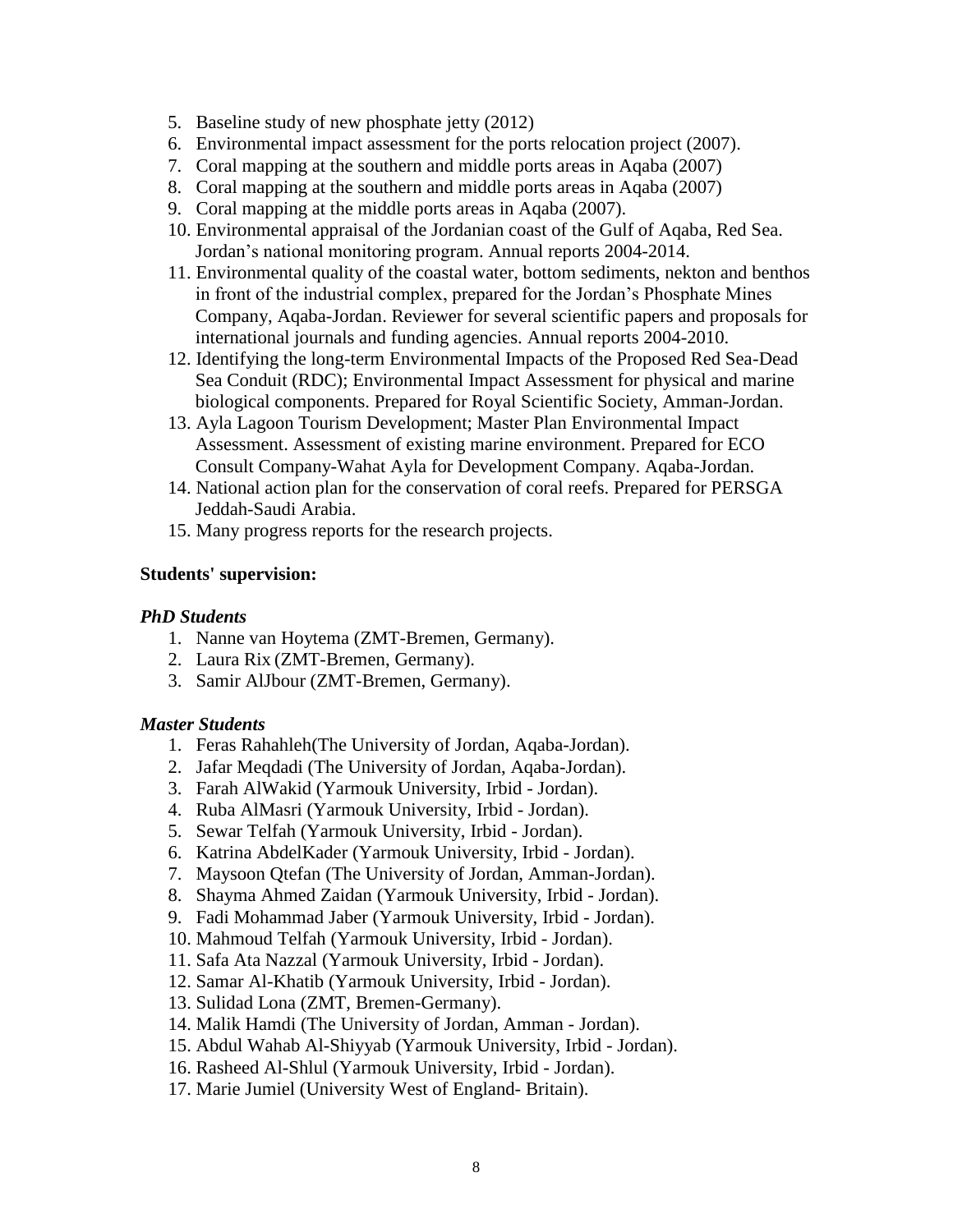5. Baseline study of new phosphate jetty (2012)
6. Environmental impact assessment for the ports relocation project (2007).
7. Coral mapping at the southern and middle ports areas in Aqaba (2007)
8. Coral mapping at the southern and middle ports areas in Aqaba (2007)
9. Coral mapping at the middle ports areas in Aqaba (2007).
10. Environmental appraisal of the Jordanian coast of the Gulf of Aqaba, Red Sea. Jordan's national monitoring program. Annual reports 2004-2014.
11. Environmental quality of the coastal water, bottom sediments, nekton and benthos in front of the industrial complex, prepared for the Jordan's Phosphate Mines Company, Aqaba-Jordan. Reviewer for several scientific papers and proposals for international journals and funding agencies. Annual reports 2004-2010.
12. Identifying the long-term Environmental Impacts of the Proposed Red Sea-Dead Sea Conduit (RDC); Environmental Impact Assessment for physical and marine biological components. Prepared for Royal Scientific Society, Amman-Jordan.
13. Ayla Lagoon Tourism Development; Master Plan Environmental Impact Assessment. Assessment of existing marine environment. Prepared for ECO Consult Company-Wahat Ayla for Development Company. Aqaba-Jordan.
14. National action plan for the conservation of coral reefs. Prepared for PERSGA Jeddah-Saudi Arabia.
15. Many progress reports for the research projects.

**Students' supervision:**

***PhD Students***

1. Nanne van Hoytema (ZMT-Bremen, Germany).
2. Laura Rix (ZMT-Bremen, Germany).
3. Samir AlJbour (ZMT-Bremen, Germany).

***Master Students***

1. Feras Rahahleh(The University of Jordan, Aqaba-Jordan).
2. Jafar Meqdadi (The University of Jordan, Aqaba-Jordan).
3. Farah AlWakid (Yarmouk University, Irbid - Jordan).
4. Ruba AlMasri (Yarmouk University, Irbid - Jordan).
5. Sewar Telfah (Yarmouk University, Irbid - Jordan).
6. Katrina AbdelKader (Yarmouk University, Irbid - Jordan).
7. Maysoon Qtefan (The University of Jordan, Amman-Jordan).
8. Shayma Ahmed Zaidan (Yarmouk University, Irbid - Jordan).
9. Fadi Mohammad Jaber (Yarmouk University, Irbid - Jordan).
10. Mahmoud Telfah (Yarmouk University, Irbid - Jordan).
11. Safa Ata Nazzal (Yarmouk University, Irbid - Jordan).
12. Samar Al-Khatib (Yarmouk University, Irbid - Jordan).
13. Sulidad Lona (ZMT, Bremen-Germany).
14. Malik Hamdi (The University of Jordan, Amman - Jordan).
15. Abdul Wahab Al-Shiyyab (Yarmouk University, Irbid - Jordan).
16. Rasheed Al-Shlul (Yarmouk University, Irbid - Jordan).
17. Marie Jumiel (University West of England- Britain).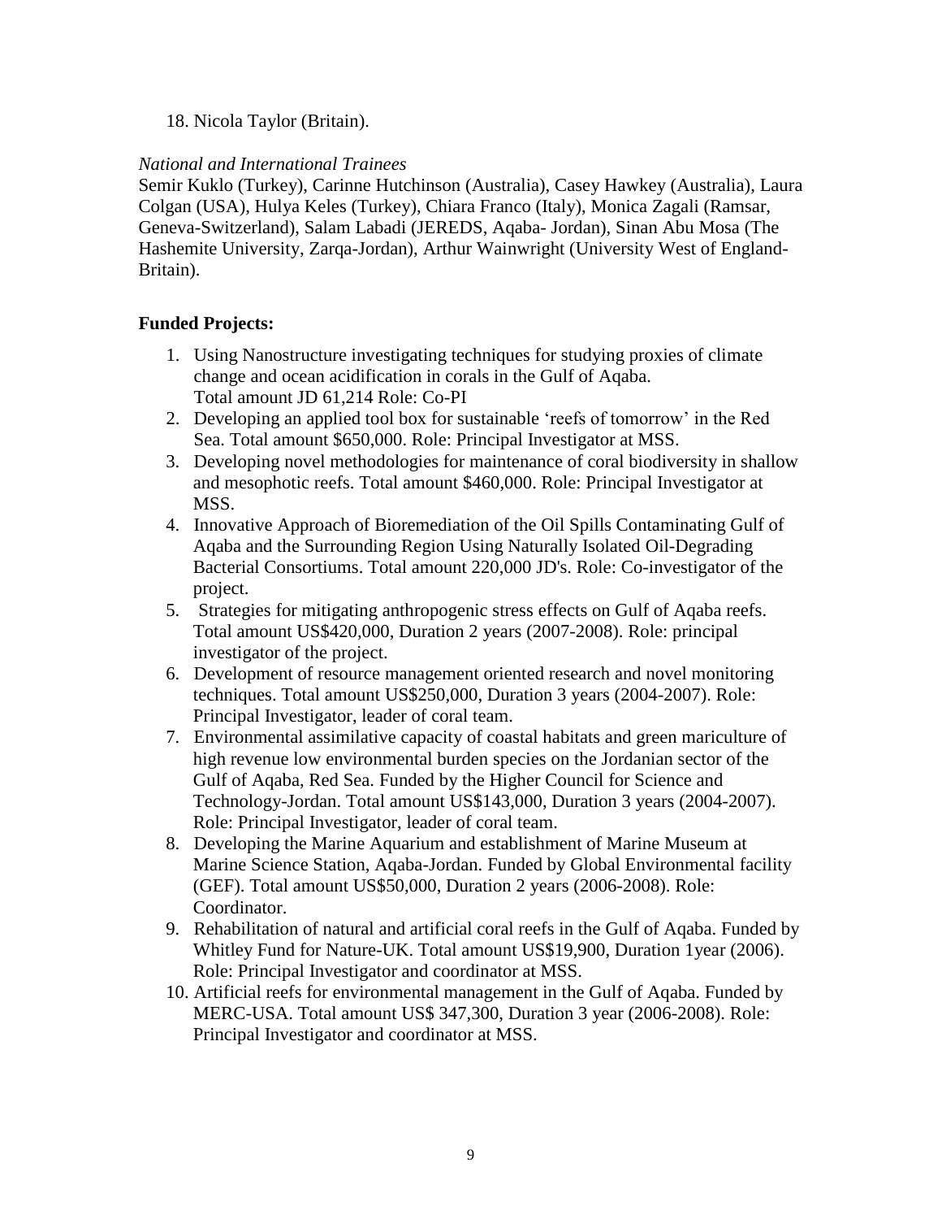18. Nicola Taylor (Britain).

*National and International Trainees*

Semir Kuklo (Turkey), Carinne Hutchinson (Australia), Casey Hawkey (Australia), Laura Colgan (USA), Hulya Keles (Turkey), Chiara Franco (Italy), Monica Zagali (Ramsar, Geneva-Switzerland), Salam Labadi (JEREDS, Aqaba- Jordan), Sinan Abu Mosa (The Hashemite University, Zarqa-Jordan), Arthur Wainwright (University West of England-Britain).

**Funded Projects:**

1. Using Nanostructure investigating techniques for studying proxies of climate change and ocean acidification in corals in the Gulf of Aqaba.
   Total amount JD 61,214 Role: Co-PI
2. Developing an applied tool box for sustainable 'reefs of tomorrow' in the Red Sea. Total amount $650,000. Role: Principal Investigator at MSS.
3. Developing novel methodologies for maintenance of coral biodiversity in shallow and mesophotic reefs. Total amount $460,000. Role: Principal Investigator at MSS.
4. Innovative Approach of Bioremediation of the Oil Spills Contaminating Gulf of Aqaba and the Surrounding Region Using Naturally Isolated Oil-Degrading Bacterial Consortiums. Total amount 220,000 JD's. Role: Co-investigator of the project.
5. Strategies for mitigating anthropogenic stress effects on Gulf of Aqaba reefs. Total amount US$420,000, Duration 2 years (2007-2008). Role: principal investigator of the project.
6. Development of resource management oriented research and novel monitoring techniques. Total amount US$250,000, Duration 3 years (2004-2007). Role: Principal Investigator, leader of coral team.
7. Environmental assimilative capacity of coastal habitats and green mariculture of high revenue low environmental burden species on the Jordanian sector of the Gulf of Aqaba, Red Sea. Funded by the Higher Council for Science and Technology-Jordan. Total amount US$143,000, Duration 3 years (2004-2007). Role: Principal Investigator, leader of coral team.
8. Developing the Marine Aquarium and establishment of Marine Museum at Marine Science Station, Aqaba-Jordan. Funded by Global Environmental facility (GEF). Total amount US$50,000, Duration 2 years (2006-2008). Role: Coordinator.
9. Rehabilitation of natural and artificial coral reefs in the Gulf of Aqaba. Funded by Whitley Fund for Nature-UK. Total amount US$19,900, Duration 1year (2006). Role: Principal Investigator and coordinator at MSS.
10. Artificial reefs for environmental management in the Gulf of Aqaba. Funded by MERC-USA. Total amount US$ 347,300, Duration 3 year (2006-2008). Role: Principal Investigator and coordinator at MSS.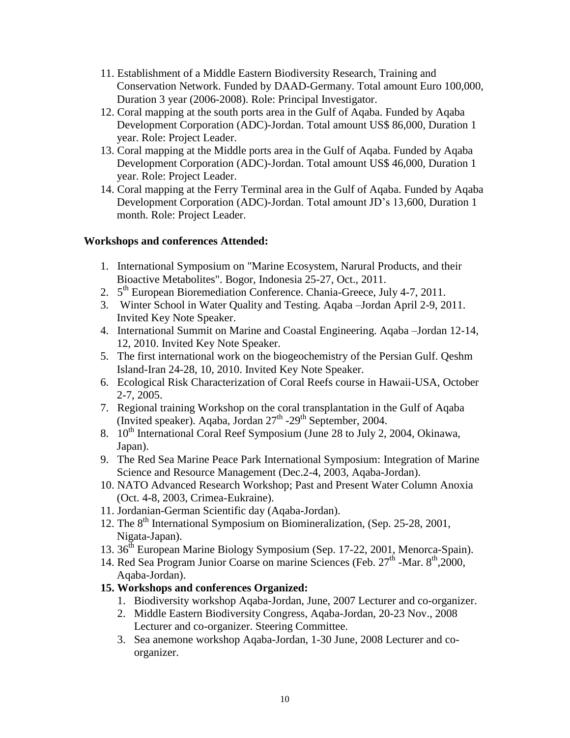11. Establishment of a Middle Eastern Biodiversity Research, Training and Conservation Network. Funded by DAAD-Germany. Total amount Euro 100,000, Duration 3 year (2006-2008). Role: Principal Investigator.
12. Coral mapping at the south ports area in the Gulf of Aqaba. Funded by Aqaba Development Corporation (ADC)-Jordan. Total amount US$ 86,000, Duration 1 year. Role: Project Leader.
13. Coral mapping at the Middle ports area in the Gulf of Aqaba. Funded by Aqaba Development Corporation (ADC)-Jordan. Total amount US$ 46,000, Duration 1 year. Role: Project Leader.
14. Coral mapping at the Ferry Terminal area in the Gulf of Aqaba. Funded by Aqaba Development Corporation (ADC)-Jordan. Total amount JD's 13,600, Duration 1 month. Role: Project Leader.

**Workshops and conferences Attended:**

1. International Symposium on "Marine Ecosystem, Narural Products, and their Bioactive Metabolites". Bogor, Indonesia 25-27, Oct., 2011.
2. 5th European Bioremediation Conference. Chania-Greece, July 4-7, 2011.
3. Winter School in Water Quality and Testing. Aqaba –Jordan April 2-9, 2011. Invited Key Note Speaker.
4. International Summit on Marine and Coastal Engineering. Aqaba –Jordan 12-14, 12, 2010. Invited Key Note Speaker.
5. The first international work on the biogeochemistry of the Persian Gulf. Qeshm Island-Iran 24-28, 10, 2010. Invited Key Note Speaker.
6. Ecological Risk Characterization of Coral Reefs course in Hawaii-USA, October 2-7, 2005.
7. Regional training Workshop on the coral transplantation in the Gulf of Aqaba (Invited speaker). Aqaba, Jordan 27th -29th September, 2004.
8. 10th International Coral Reef Symposium (June 28 to July 2, 2004, Okinawa, Japan).
9. The Red Sea Marine Peace Park International Symposium: Integration of Marine Science and Resource Management (Dec.2-4, 2003, Aqaba-Jordan).
10. NATO Advanced Research Workshop; Past and Present Water Column Anoxia (Oct. 4-8, 2003, Crimea-Eukraine).
11. Jordanian-German Scientific day (Aqaba-Jordan).
12. The 8th International Symposium on Biomineralization, (Sep. 25-28, 2001, Nigata-Japan).
13. 36th European Marine Biology Symposium (Sep. 17-22, 2001, Menorca-Spain).
14. Red Sea Program Junior Coarse on marine Sciences (Feb. 27th -Mar. 8th,2000, Aqaba-Jordan).

**15. Workshops and conferences Organized:**

1. Biodiversity workshop Aqaba-Jordan, June, 2007 Lecturer and co-organizer.
2. Middle Eastern Biodiversity Congress, Aqaba-Jordan, 20-23 Nov., 2008 Lecturer and co-organizer. Steering Committee.
3. Sea anemone workshop Aqaba-Jordan, 1-30 June, 2008 Lecturer and co-organizer.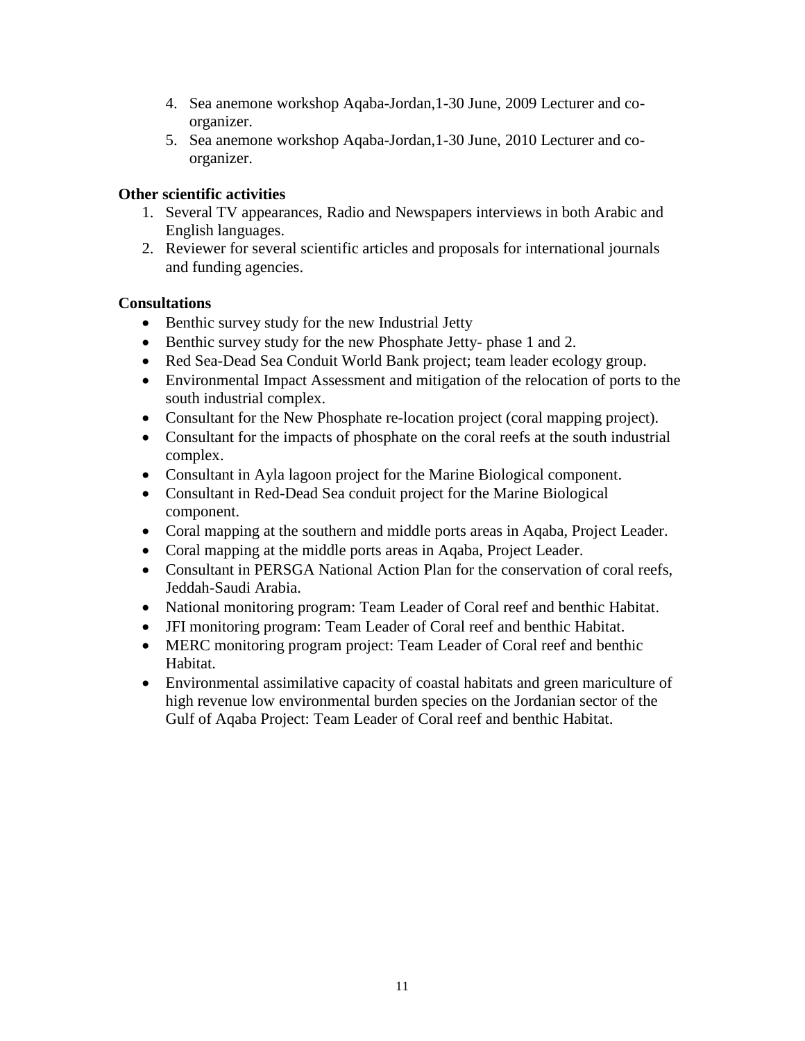4. Sea anemone workshop Aqaba-Jordan,1-30 June, 2009 Lecturer and co-organizer.
5. Sea anemone workshop Aqaba-Jordan,1-30 June, 2010 Lecturer and co-organizer.

**Other scientific activities**

1. Several TV appearances, Radio and Newspapers interviews in both Arabic and English languages.
2. Reviewer for several scientific articles and proposals for international journals and funding agencies.

**Consultations**

- Benthic survey study for the new Industrial Jetty
- Benthic survey study for the new Phosphate Jetty- phase 1 and 2.
- Red Sea-Dead Sea Conduit World Bank project; team leader ecology group.
- Environmental Impact Assessment and mitigation of the relocation of ports to the south industrial complex.
- Consultant for the New Phosphate re-location project (coral mapping project).
- Consultant for the impacts of phosphate on the coral reefs at the south industrial complex.
- Consultant in Ayla lagoon project for the Marine Biological component.
- Consultant in Red-Dead Sea conduit project for the Marine Biological component.
- Coral mapping at the southern and middle ports areas in Aqaba, Project Leader.
- Coral mapping at the middle ports areas in Aqaba, Project Leader.
- Consultant in PERSGA National Action Plan for the conservation of coral reefs, Jeddah-Saudi Arabia.
- National monitoring program: Team Leader of Coral reef and benthic Habitat.
- JFI monitoring program: Team Leader of Coral reef and benthic Habitat.
- MERC monitoring program project: Team Leader of Coral reef and benthic Habitat.
- Environmental assimilative capacity of coastal habitats and green mariculture of high revenue low environmental burden species on the Jordanian sector of the Gulf of Aqaba Project: Team Leader of Coral reef and benthic Habitat.